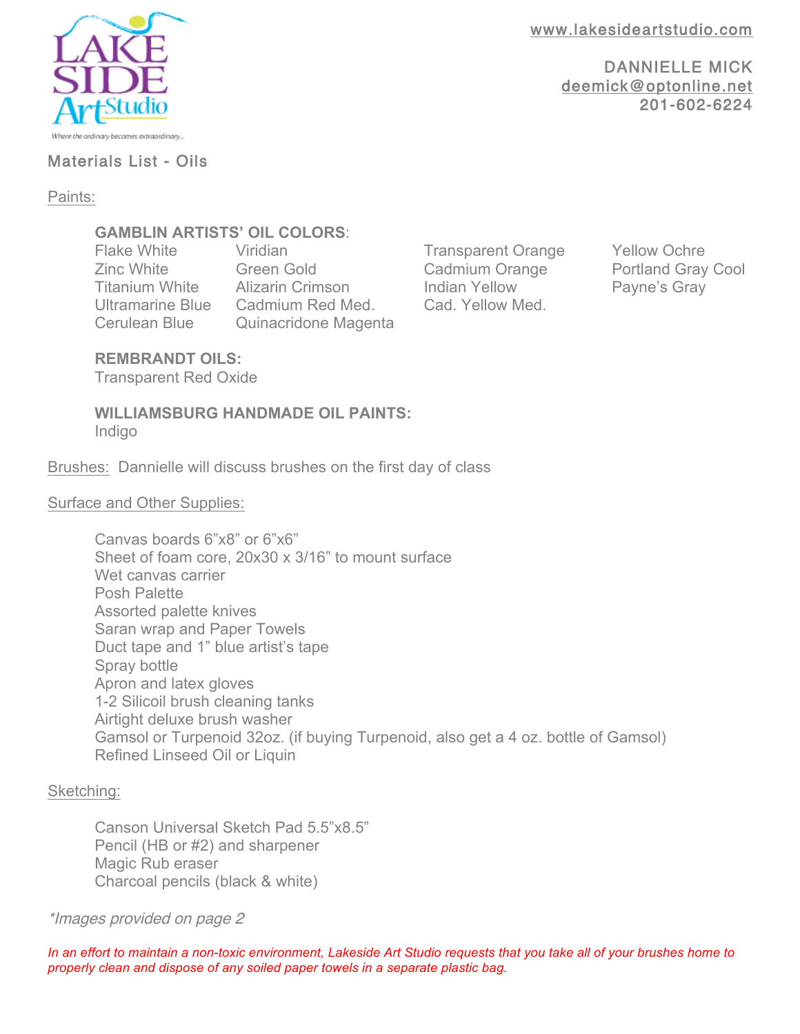LAKE SIDE Art Studio

*Where the ordinary becomes extraordinary...*

www.lakesideartstudio.com

DANNIELLE MICK
deemick@optonline.net
201-602-6224

# Materials List - Oils

## Paints:

**GAMBLIN ARTISTS' OIL COLORS**:

- Flake White
- Zinc White
- Titanium White
- Ultramarine Blue
- Cerulean Blue
- Viridian
- Green Gold
- Alizarin Crimson
- Cadmium Red Med.
- Quinacridone Magenta
- Transparent Orange
- Cadmium Orange
- Indian Yellow
- Cad. Yellow Med.
- Yellow Ochre
- Portland Gray Cool
- Payne's Gray

**REMBRANDT OILS:**
Transparent Red Oxide

**WILLIAMSBURG HANDMADE OIL PAINTS:**
Indigo

## Brushes: Dannielle will discuss brushes on the first day of class

## Surface and Other Supplies:

- Canvas boards 6"x8" or 6"x6"
- Sheet of foam core, 20x30 x 3/16" to mount surface
- Wet canvas carrier
- Posh Palette
- Assorted palette knives
- Saran wrap and Paper Towels
- Duct tape and 1" blue artist's tape
- Spray bottle
- Apron and latex gloves
- 1-2 Silicoil brush cleaning tanks
- Airtight deluxe brush washer
- Gamsol or Turpenoid 32oz. (if buying Turpenoid, also get a 4 oz. bottle of Gamsol)
- Refined Linseed Oil or Liquin

## Sketching:

- Canson Universal Sketch Pad 5.5"x8.5"
- Pencil (HB or #2) and sharpener
- Magic Rub eraser
- Charcoal pencils (black & white)

*\*Images provided on page 2*

*In an effort to maintain a non-toxic environment, Lakeside Art Studio requests that you take all of your brushes home to properly clean and dispose of any soiled paper towels in a separate plastic bag.*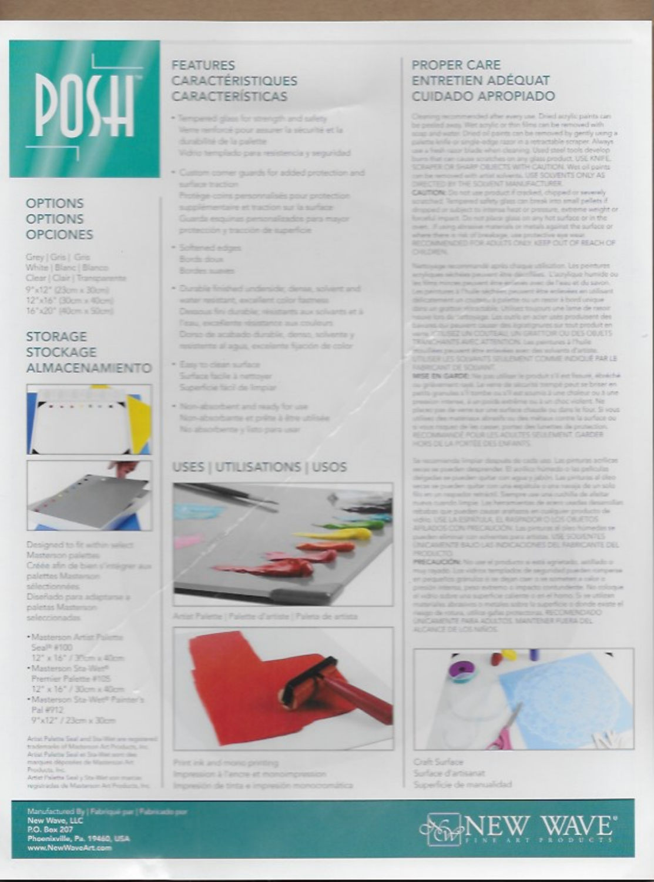# POSH

## OPTIONS
## OPTIONS
## OPCIONES

Grey | Gris | Gris
White | Blanc | Blanco
Clear | Clair | Transparente
9"x12" (23cm x 30cm)
12"x16" (30cm x 40cm)
16"x20" (40cm x 50cm)

## STORAGE
## STOCKAGE
## ALMACENAMIENTO

Designed to fit within select Masterson palettes
Créée afin de bien s'intégrer aux palettes Masterson sélectionnées
Diseñado para adaptarse a paletas Masterson seleccionadas

- Masterson Artist Palette Seal® #100
  12" x 16" / 30cm x 40cm
- Masterson Sta-Wet® Premier Palette #105
  12" x 16" / 30cm x 40cm
- Masterson Sta-Wet® Painter's Pal #912
  9"x12" / 23cm x 30cm

Artist Palette Seal and Sta-Wet are registered trademarks of Masterson Art Products, Inc.
Artist Palette Seal et Sta-Wet sont des marques déposées de Masterson Art Products, Inc.
Artist Palette Seal y Sta-Wet son marcas registradas de Masterson Art Products, Inc.

## FEATURES
## CARACTÉRISTIQUES
## CARACTERÍSTICAS

- Tempered glass for strength and safety
  Verre renforcé pour assurer la sécurité et la durabilité de la palette
  Vidrio templado para resistencia y seguridad
- Custom corner guards for added protection and surface traction
  Protège-coins personnalisés pour protection supplémentaire et traction sur la surface
  Guarda esquinas personalizados para mayor protección y tracción de superficie
- Softened edges
  Bords doux
  Bordes suaves
- Durable finished underside; dense, solvent and water resistant, excellent color fastness
  Dessous fini durable; résistants aux solvants et à l'eau, excellente résistance aux couleurs
  Dorso de acabado durable, denso, solvente y resistente al agua, excelente fijación de color
- Easy to clean surface
  Surface facile à nettoyer
  Superficie fácil de limpiar
- Non-absorbent and ready for use
  Non-absorbante et prête à être utilisée
  No absorbente y listo para usar

## USES | UTILISATIONS | USOS

Artist Palette | Palette d'artiste | Paleta de artista

Print ink and mono printing
Impression à l'encre et monoimpression
Impresión de tinta e impresión monocromática

Craft Surface
Surface d'artisanat
Superficie de manualidad

## PROPER CARE
## ENTRETIEN ADÉQUAT
## CUIDADO APROPIADO

Cleaning recommended after every use. Dried acrylic paints can be peeled away. Wet acrylic or thin films can be removed with soap and water. Dried oil paints can be removed by gently using a palette knife or single-edge razor in a retractable scraper. Always use a fresh razor blade when cleaning. Used steel tools develop burrs that can cause scratches on any glass product. USE KNIFE, SCRAPER OR SHARP OBJECTS WITH CAUTION. Wet oil paints can be removed with artist solvents. USE SOLVENTS ONLY AS DIRECTED BY THE SOLVENT MANUFACTURER.
**CAUTION:** Do not use product if cracked, chipped or severely scratched. Tempered safety glass can break into small pellets if dropped or subject to intense heat or pressure, extreme weight or forceful impact. Do not place glass on any hot surface or in the oven. If using abrasive materials or metals against the surface or where there is risk of breakage, use protective eye wear. RECOMMENDED FOR ADULTS ONLY. KEEP OUT OF REACH OF CHILDREN.

Nettoyage recommandé après chaque utilisation. Les peintures acryliques séchées peuvent être décollées. L'acrylique humide ou les films minces peuvent être enlevés avec de l'eau et du savon. Les peintures à l'huile séchées peuvent être enlevées en utilisant délicatement un couteau à palette ou un rasoir à bord unique dans un grattoir rétractable. Utilisez toujours une lame de rasoir neuve lors du nettoyage. Les outils en acier usés produisent des bavures qui peuvent causer des égratignures sur tout produit en verre. UTILISEZ UN COUTEAU, UN GRATTOIR OU DES OBJETS TRANCHANTS AVEC ATTENTION. Les peintures à l'huile mouillées peuvent être enlevées avec des solvants d'artiste. UTILISER LES SOLVANTS SEULEMENT COMME INDIQUÉ PAR LE FABRICANT DE SOLVANT.
**MISE EN GARDE:** Ne pas utiliser le produit s'il est fissuré, ébréché ou gravement rayé. Le verre de sécurité trempé peut se briser en petits granules s'il tombe ou s'il est soumis à une chaleur ou à une pression intense, à un poids extrême ou à un choc violent. Ne placez pas de verre sur une surface chaude ou dans le four. Si vous utilisez des matériaux abrasifs ou des métaux contre la surface ou si vous risquez de les casser, portez des lunettes de protection. RECOMMANDÉ POUR LES ADULTES SEULEMENT. GARDER HORS DE LA PORTÉE DES ENFANTS.

Se recomienda limpiar después de cada uso. Las pinturas acrílicas secas se pueden desprender. El acrílico húmedo o las películas delgadas se pueden quitar con agua y jabón. Las pinturas al óleo secas se pueden quitar con una espátula o una navaja de un solo filo en un raspador retráctil. Siempre use una cuchilla de afeitar nueva cuando limpie. Las herramientas de acero usadas desarrollan rebabas que pueden causar arañazos en cualquier producto de vidrio. USE LA ESPÁTULA, EL RASPADOR O LOS OBJETOS AFILADOS CON PRECAUCIÓN. Las pinturas al óleo húmedas se pueden eliminar con solventes para artistas. USE SOLVENTES ÚNICAMENTE BAJO LAS INDICACIONES DEL FABRICANTE DEL PRODUCTO.
**PRECAUCIÓN:** No use el producto si está agrietado, astillado o muy rayado. Los vidrios templados de seguridad pueden romperse en pequeños gránulos si se dejan caer o se someten a calor o presión intensa, peso extremo o impacto contundente. No coloque el vidrio sobre una superficie caliente o en el horno. Si se utilizan materiales abrasivos o metales sobre la superficie o donde existe el riesgo de rotura, utilice gafas protectoras. RECOMENDADO ÚNICAMENTE PARA ADULTOS. MANTENER FUERA DEL ALCANCE DE LOS NIÑOS.

**Manufactured By | Fabriqué par | Fabricado por**
**New Wave, LLC**
**P.O. Box 207**
**Phoenixville, Pa. 19460, USA**
**www.NewWaveArt.com**

NEW WAVE®
FINE ART PRODUCTS